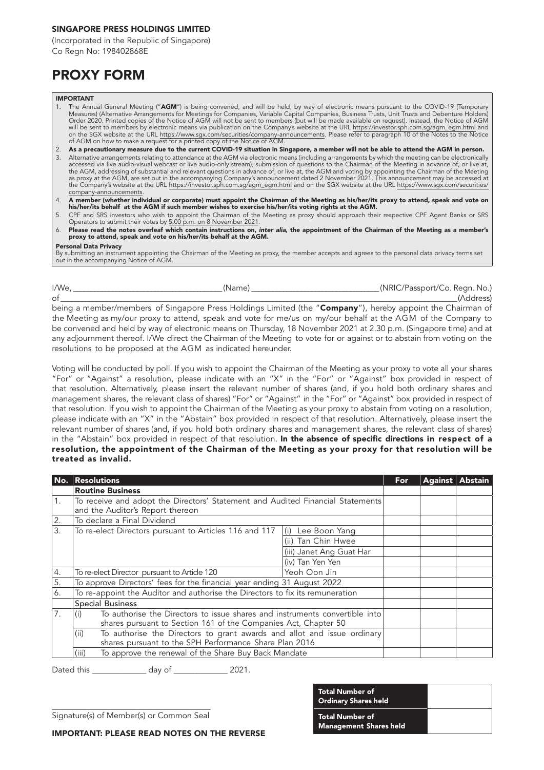**SINGAPORE PRESS HOLDINGS LIMITED**

(Incorporated in the Republic of Singapore)
Co Regn No: 198402868E

# PROXY FORM

**IMPORTANT**

1. The Annual General Meeting ("**AGM**") is being convened, and will be held, by way of electronic means pursuant to the COVID-19 (Temporary Measures) (Alternative Arrangements for Meetings for Companies, Variable Capital Companies, Business Trusts, Unit Trusts and Debenture Holders) Order 2020. Printed copies of the Notice of AGM will not be sent to members (but will be made available on request). Instead, the Notice of AGM will be sent to members by electronic means via publication on the Company's website at the URL https://investor.sph.com.sg/agm_egm.html and on the SGX website at the URL https://www.sgx.com/securities/company-announcements. Please refer to paragraph 10 of the Notes to the Notice of AGM on how to make a request for a printed copy of the Notice of AGM.
2. **As a precautionary measure due to the current COVID-19 situation in Singapore, a member will not be able to attend the AGM in person.**
3. Alternative arrangements relating to attendance at the AGM via electronic means (including arrangements by which the meeting can be electronically accessed via live audio-visual webcast or live audio-only stream), submission of questions to the Chairman of the Meeting in advance of, or live at, the AGM, addressing of substantial and relevant questions in advance of, or live at, the AGM and voting by appointing the Chairman of the Meeting as proxy at the AGM, are set out in the accompanying Company's announcement dated 2 November 2021. This announcement may be accessed at the Company's website at the URL https://investor.sph.com.sg/agm_egm.html and on the SGX website at the URL https://www.sgx.com/securities/company-announcements.
4. **A member (whether individual or corporate) must appoint the Chairman of the Meeting as his/her/its proxy to attend, speak and vote on his/her/its behalf at the AGM if such member wishes to exercise his/her/its voting rights at the AGM.**
5. CPF and SRS investors who wish to appoint the Chairman of the Meeting as proxy should approach their respective CPF Agent Banks or SRS Operators to submit their votes by 5.00 p.m. on 8 November 2021.
6. **Please read the notes overleaf which contain instructions on, *inter alia*, the appointment of the Chairman of the Meeting as a member's proxy to attend, speak and vote on his/her/its behalf at the AGM.**

**Personal Data Privacy**
By submitting an instrument appointing the Chairman of the Meeting as proxy, the member accepts and agrees to the personal data privacy terms set out in the accompanying Notice of AGM.

I/We, ____________________________________ (Name) ______________________________ (NRIC/Passport/Co. Regn. No.)
of ______________________________________________________________________________________________ (Address)
being a member/members of Singapore Press Holdings Limited (the "**Company**"), hereby appoint the Chairman of the Meeting as my/our proxy to attend, speak and vote for me/us on my/our behalf at the AGM of the Company to be convened and held by way of electronic means on Thursday, 18 November 2021 at 2.30 p.m. (Singapore time) and at any adjournment thereof. I/We direct the Chairman of the Meeting to vote for or against or to abstain from voting on the resolutions to be proposed at the AGM as indicated hereunder.

Voting will be conducted by poll. If you wish to appoint the Chairman of the Meeting as your proxy to vote all your shares "For" or "Against" a resolution, please indicate with an "X" in the "For" or "Against" box provided in respect of that resolution. Alternatively, please insert the relevant number of shares (and, if you hold both ordinary shares and management shares, the relevant class of shares) "For" or "Against" in the "For" or "Against" box provided in respect of that resolution. If you wish to appoint the Chairman of the Meeting as your proxy to abstain from voting on a resolution, please indicate with an "X" in the "Abstain" box provided in respect of that resolution. Alternatively, please insert the relevant number of shares (and, if you hold both ordinary shares and management shares, the relevant class of shares) in the "Abstain" box provided in respect of that resolution. **In the absence of specific directions in respect of a resolution, the appointment of the Chairman of the Meeting as your proxy for that resolution will be treated as invalid.**

| No. | Resolutions | | For | Against | Abstain |
|---|---|---|---|---|---|
| | **Routine Business** | | | | |
| 1. | To receive and adopt the Directors' Statement and Audited Financial Statements and the Auditor's Report thereon | | | | |
| 2. | To declare a Final Dividend | | | | |
| 3. | To re-elect Directors pursuant to Articles 116 and 117 | (i) Lee Boon Yang | | | |
| | | (ii) Tan Chin Hwee | | | |
| | | (iii) Janet Ang Guat Har | | | |
| | | (iv) Tan Yen Yen | | | |
| 4. | To re-elect Director pursuant to Article 120 | Yeoh Oon Jin | | | |
| 5. | To approve Directors' fees for the financial year ending 31 August 2022 | | | | |
| 6. | To re-appoint the Auditor and authorise the Directors to fix its remuneration | | | | |
| | **Special Business** | | | | |
| 7. | (i) To authorise the Directors to issue shares and instruments convertible into shares pursuant to Section 161 of the Companies Act, Chapter 50 | | | | |
| | (ii) To authorise the Directors to grant awards and allot and issue ordinary shares pursuant to the SPH Performance Share Plan 2016 | | | | |
| | (iii) To approve the renewal of the Share Buy Back Mandate | | | | |

Dated this ____________ day of ____________ 2021.

| **Total Number of Ordinary Shares held** | |
|---|---|
| **Total Number of Management Shares held** | |

______________________________________
Signature(s) of Member(s) or Common Seal

**IMPORTANT: PLEASE READ NOTES ON THE REVERSE**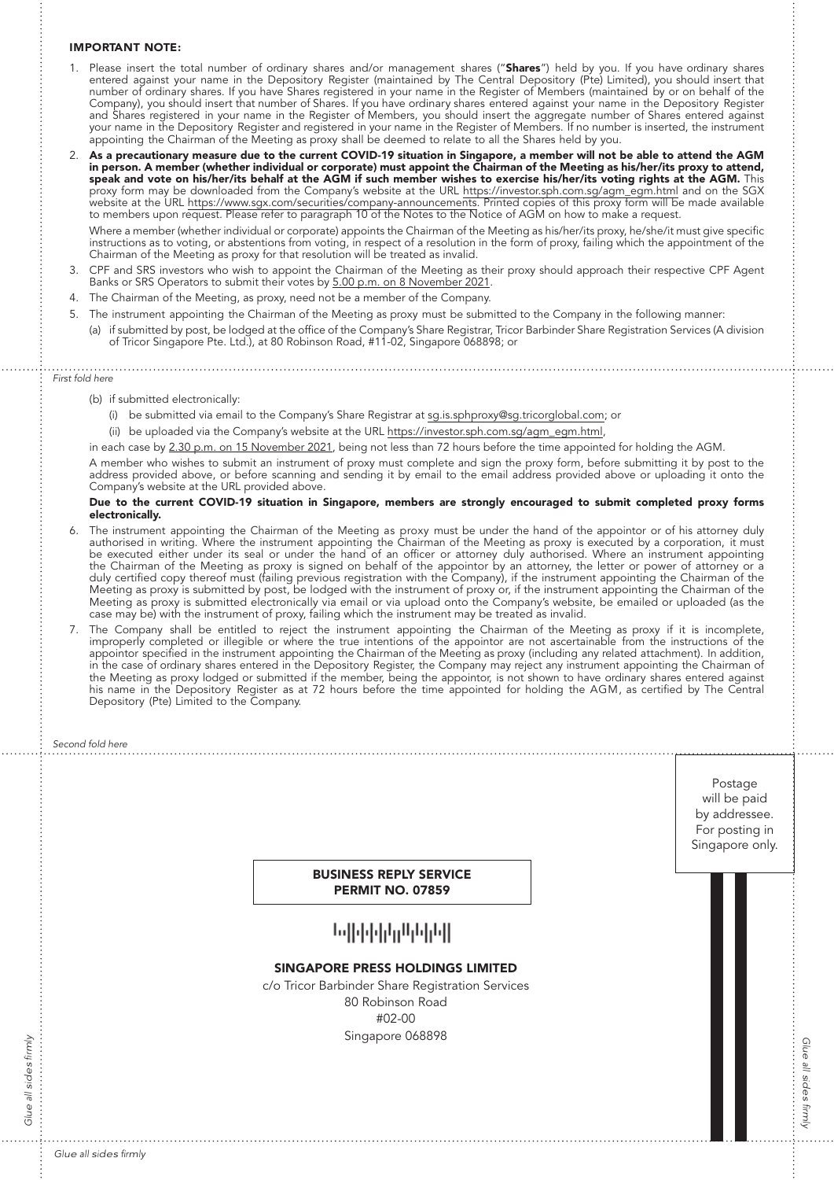**IMPORTANT NOTE:**

1. Please insert the total number of ordinary shares and/or management shares ("**Shares**") held by you. If you have ordinary shares entered against your name in the Depository Register (maintained by The Central Depository (Pte) Limited), you should insert that number of ordinary shares. If you have Shares registered in your name in the Register of Members (maintained by or on behalf of the Company), you should insert that number of Shares. If you have ordinary shares entered against your name in the Depository Register and Shares registered in your name in the Register of Members, you should insert the aggregate number of Shares entered against your name in the Depository Register and registered in your name in the Register of Members. If no number is inserted, the instrument appointing the Chairman of the Meeting as proxy shall be deemed to relate to all the Shares held by you.

2. **As a precautionary measure due to the current COVID-19 situation in Singapore, a member will not be able to attend the AGM in person. A member (whether individual or corporate) must appoint the Chairman of the Meeting as his/her/its proxy to attend, speak and vote on his/her/its behalf at the AGM if such member wishes to exercise his/her/its voting rights at the AGM.** This proxy form may be downloaded from the Company's website at the URL https://investor.sph.com.sg/agm_egm.html and on the SGX website at the URL https://www.sgx.com/securities/company-announcements. Printed copies of this proxy form will be made available to members upon request. Please refer to paragraph 10 of the Notes to the Notice of AGM on how to make a request.

   Where a member (whether individual or corporate) appoints the Chairman of the Meeting as his/her/its proxy, he/she/it must give specific instructions as to voting, or abstentions from voting, in respect of a resolution in the form of proxy, failing which the appointment of the Chairman of the Meeting as proxy for that resolution will be treated as invalid.

3. CPF and SRS investors who wish to appoint the Chairman of the Meeting as their proxy should approach their respective CPF Agent Banks or SRS Operators to submit their votes by 5.00 p.m. on 8 November 2021.

4. The Chairman of the Meeting, as proxy, need not be a member of the Company.

5. The instrument appointing the Chairman of the Meeting as proxy must be submitted to the Company in the following manner:

   (a) if submitted by post, be lodged at the office of the Company's Share Registrar, Tricor Barbinder Share Registration Services (A division of Tricor Singapore Pte. Ltd.), at 80 Robinson Road, #11-02, Singapore 068898; or

*First fold here*

   (b) if submitted electronically:

      (i) be submitted via email to the Company's Share Registrar at sg.is.sphproxy@sg.tricorglobal.com; or

      (ii) be uploaded via the Company's website at the URL https://investor.sph.com.sg/agm_egm.html,

   in each case by 2.30 p.m. on 15 November 2021, being not less than 72 hours before the time appointed for holding the AGM.

   A member who wishes to submit an instrument of proxy must complete and sign the proxy form, before submitting it by post to the address provided above, or before scanning and sending it by email to the email address provided above or uploading it onto the Company's website at the URL provided above.

   **Due to the current COVID-19 situation in Singapore, members are strongly encouraged to submit completed proxy forms electronically.**

6. The instrument appointing the Chairman of the Meeting as proxy must be under the hand of the appointor or of his attorney duly authorised in writing. Where the instrument appointing the Chairman of the Meeting as proxy is executed by a corporation, it must be executed either under its seal or under the hand of an officer or attorney duly authorised. Where an instrument appointing the Chairman of the Meeting as proxy is signed on behalf of the appointor by an attorney, the letter or power of attorney or a duly certified copy thereof must (failing previous registration with the Company), if the instrument appointing the Chairman of the Meeting as proxy is submitted by post, be lodged with the instrument of proxy or, if the instrument appointing the Chairman of the Meeting as proxy is submitted electronically via email or via upload onto the Company's website, be emailed or uploaded (as the case may be) with the instrument of proxy, failing which the instrument may be treated as invalid.

7. The Company shall be entitled to reject the instrument appointing the Chairman of the Meeting as proxy if it is incomplete, improperly completed or illegible or where the true intentions of the appointor are not ascertainable from the instructions of the appointor specified in the instrument appointing the Chairman of the Meeting as proxy (including any related attachment). In addition, in the case of ordinary shares entered in the Depository Register, the Company may reject any instrument appointing the Chairman of the Meeting as proxy lodged or submitted if the member, being the appointor, is not shown to have ordinary shares entered against his name in the Depository Register as at 72 hours before the time appointed for holding the AGM, as certified by The Central Depository (Pte) Limited to the Company.

*Second fold here*

Postage will be paid by addressee. For posting in Singapore only.

**BUSINESS REPLY SERVICE**
**PERMIT NO. 07859**

**SINGAPORE PRESS HOLDINGS LIMITED**
c/o Tricor Barbinder Share Registration Services
80 Robinson Road
#02-00
Singapore 068898

*Glue all sides firmly*

*Glue all sides firmly*

*Glue all sides firmly*